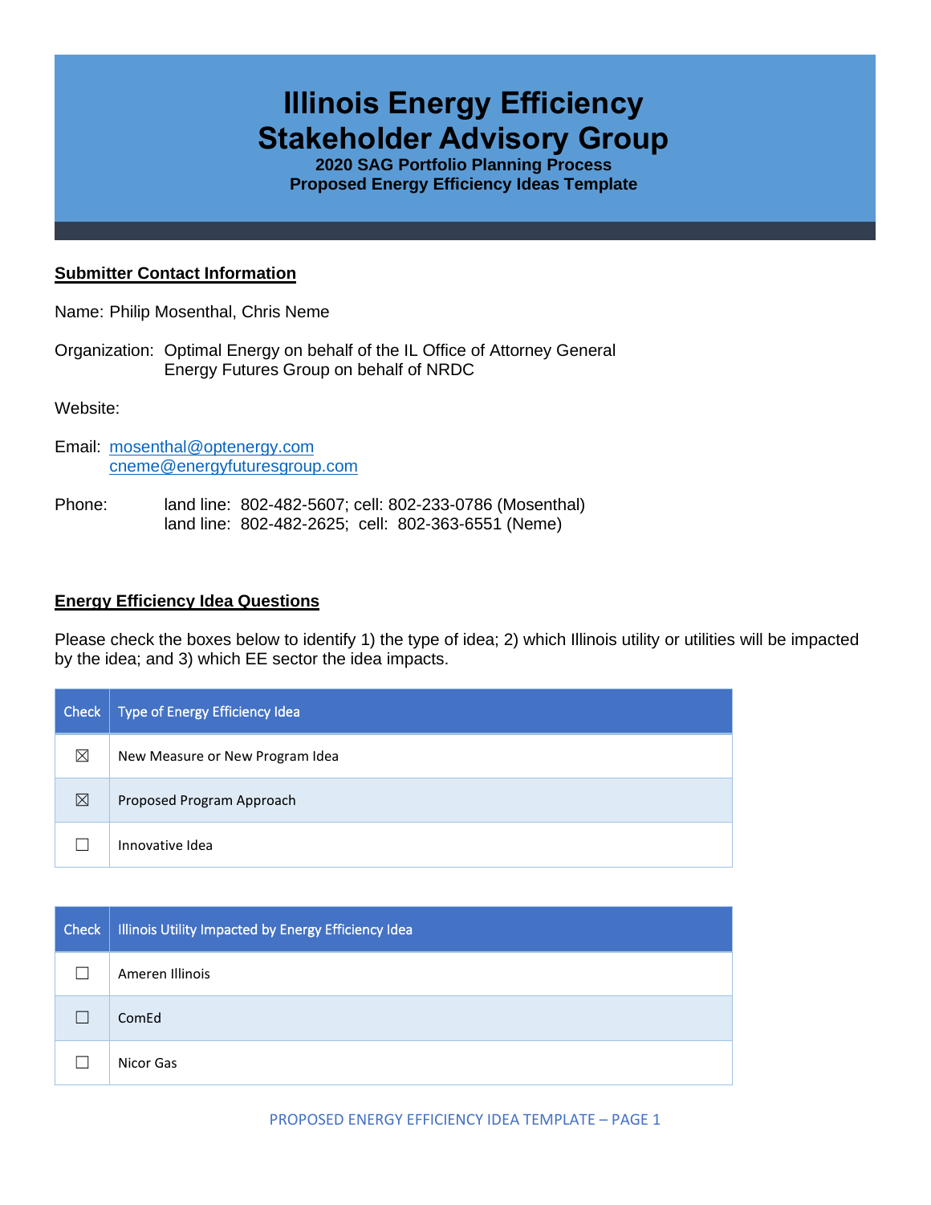# Illinois Energy Efficiency Stakeholder Advisory Group

**2020 SAG Portfolio Planning Process**
**Proposed Energy Efficiency Ideas Template**

## Submitter Contact Information

Name: Philip Mosenthal, Chris Neme

Organization: Optimal Energy on behalf of the IL Office of Attorney General
Energy Futures Group on behalf of NRDC

Website:

Email: mosenthal@optenergy.com
cneme@energyfuturesgroup.com

Phone: land line: 802-482-5607; cell: 802-233-0786 (Mosenthal)
land line: 802-482-2625; cell: 802-363-6551 (Neme)

## Energy Efficiency Idea Questions

Please check the boxes below to identify 1) the type of idea; 2) which Illinois utility or utilities will be impacted by the idea; and 3) which EE sector the idea impacts.

| Check | Type of Energy Efficiency Idea |
|---|---|
| ☒ | New Measure or New Program Idea |
| ☒ | Proposed Program Approach |
| ☐ | Innovative Idea |

| Check | Illinois Utility Impacted by Energy Efficiency Idea |
|---|---|
| ☐ | Ameren Illinois |
| ☐ | ComEd |
| ☐ | Nicor Gas |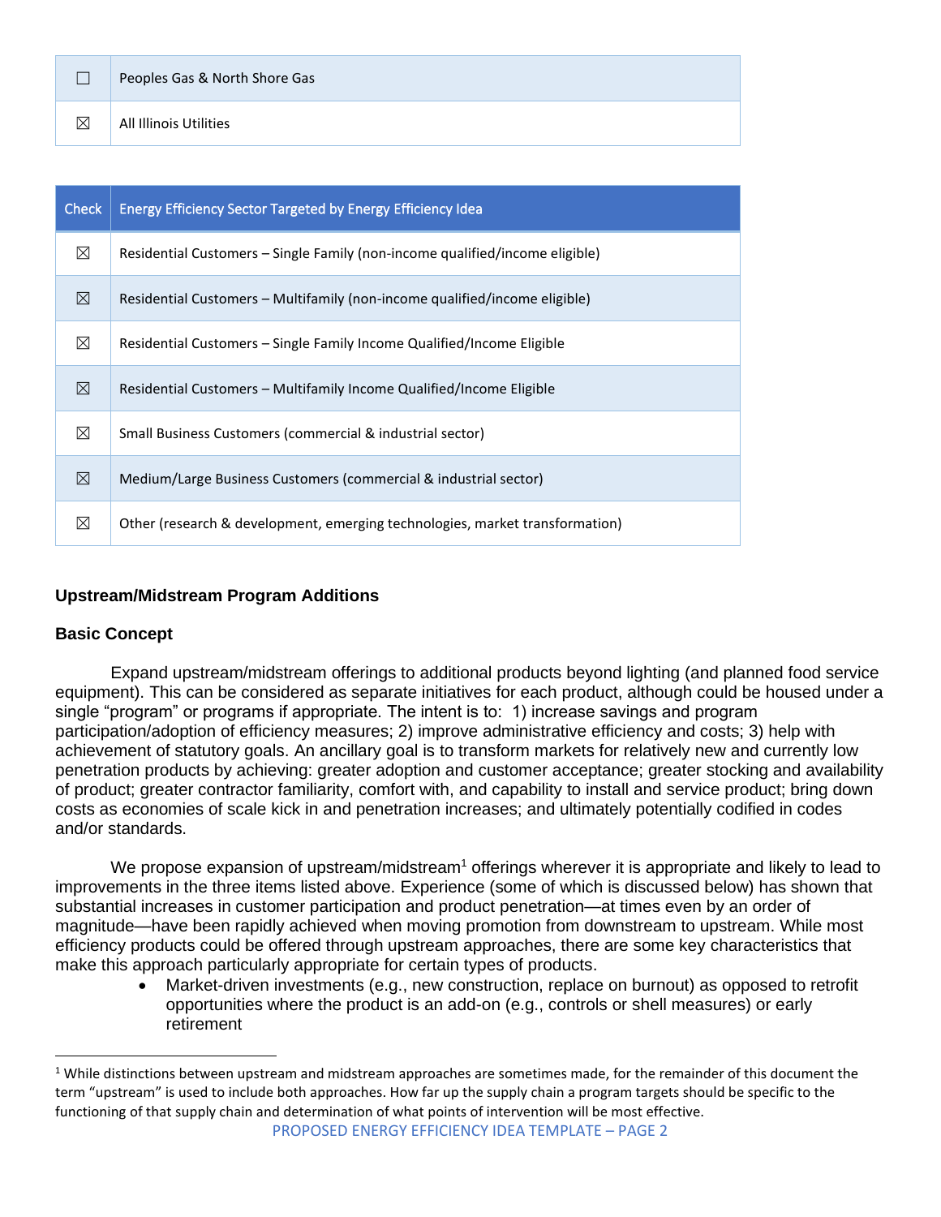| | |
|---|---|
| ☐ | Peoples Gas & North Shore Gas |
| ☒ | All Illinois Utilities |

| Check | Energy Efficiency Sector Targeted by Energy Efficiency Idea |
|---|---|
| ☒ | Residential Customers – Single Family (non-income qualified/income eligible) |
| ☒ | Residential Customers – Multifamily (non-income qualified/income eligible) |
| ☒ | Residential Customers – Single Family Income Qualified/Income Eligible |
| ☒ | Residential Customers – Multifamily Income Qualified/Income Eligible |
| ☒ | Small Business Customers (commercial & industrial sector) |
| ☒ | Medium/Large Business Customers (commercial & industrial sector) |
| ☒ | Other (research & development, emerging technologies, market transformation) |

## Upstream/Midstream Program Additions

### Basic Concept

Expand upstream/midstream offerings to additional products beyond lighting (and planned food service equipment). This can be considered as separate initiatives for each product, although could be housed under a single "program" or programs if appropriate. The intent is to: 1) increase savings and program participation/adoption of efficiency measures; 2) improve administrative efficiency and costs; 3) help with achievement of statutory goals. An ancillary goal is to transform markets for relatively new and currently low penetration products by achieving: greater adoption and customer acceptance; greater stocking and availability of product; greater contractor familiarity, comfort with, and capability to install and service product; bring down costs as economies of scale kick in and penetration increases; and ultimately potentially codified in codes and/or standards.

We propose expansion of upstream/midstream[1] offerings wherever it is appropriate and likely to lead to improvements in the three items listed above. Experience (some of which is discussed below) has shown that substantial increases in customer participation and product penetration—at times even by an order of magnitude—have been rapidly achieved when moving promotion from downstream to upstream. While most efficiency products could be offered through upstream approaches, there are some key characteristics that make this approach particularly appropriate for certain types of products.

- Market-driven investments (e.g., new construction, replace on burnout) as opposed to retrofit opportunities where the product is an add-on (e.g., controls or shell measures) or early retirement

[1] While distinctions between upstream and midstream approaches are sometimes made, for the remainder of this document the term "upstream" is used to include both approaches. How far up the supply chain a program targets should be specific to the functioning of that supply chain and determination of what points of intervention will be most effective.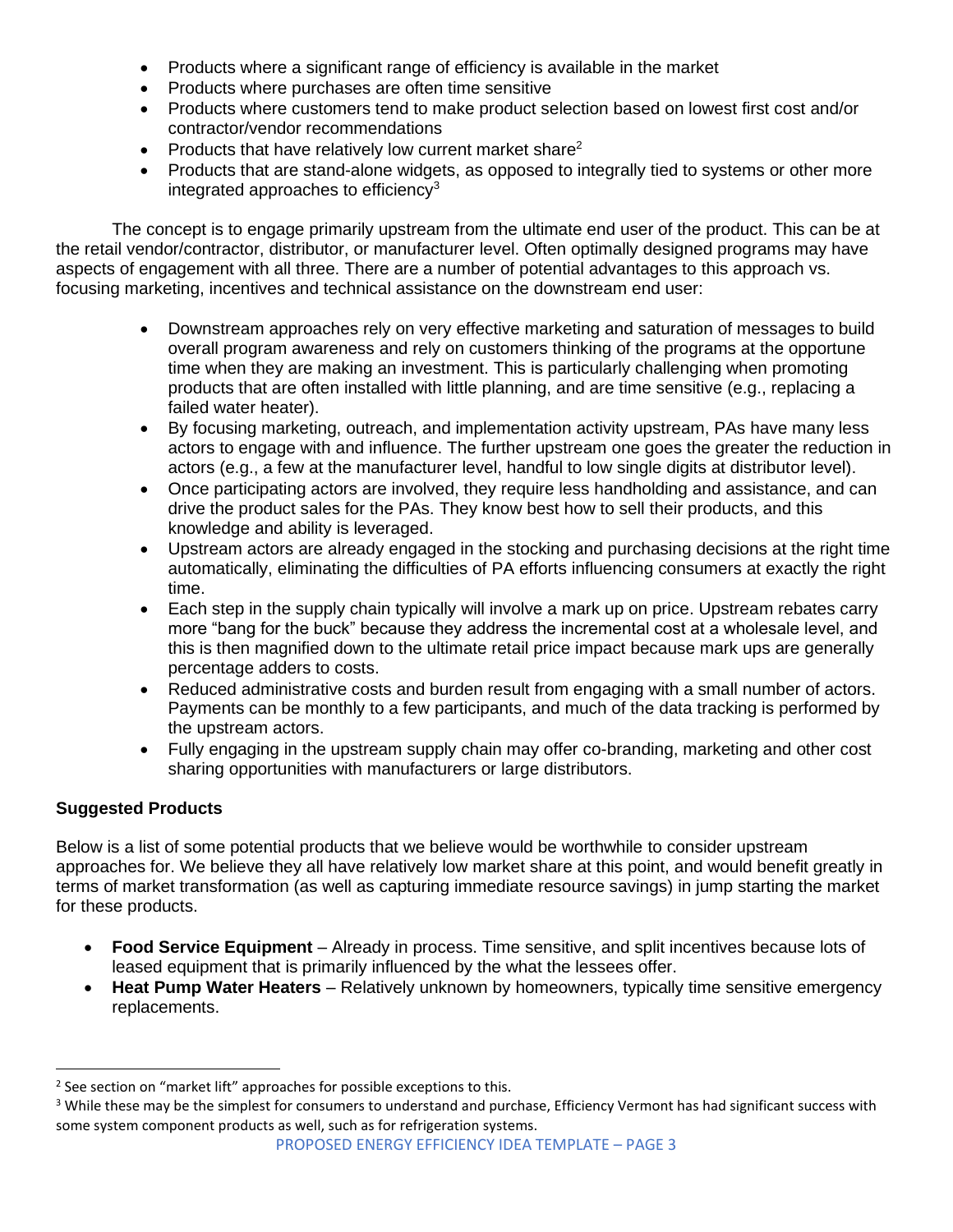- Products where a significant range of efficiency is available in the market
- Products where purchases are often time sensitive
- Products where customers tend to make product selection based on lowest first cost and/or contractor/vendor recommendations
- Products that have relatively low current market share[2]
- Products that are stand-alone widgets, as opposed to integrally tied to systems or other more integrated approaches to efficiency[3]

The concept is to engage primarily upstream from the ultimate end user of the product. This can be at the retail vendor/contractor, distributor, or manufacturer level. Often optimally designed programs may have aspects of engagement with all three. There are a number of potential advantages to this approach vs. focusing marketing, incentives and technical assistance on the downstream end user:

- Downstream approaches rely on very effective marketing and saturation of messages to build overall program awareness and rely on customers thinking of the programs at the opportune time when they are making an investment. This is particularly challenging when promoting products that are often installed with little planning, and are time sensitive (e.g., replacing a failed water heater).
- By focusing marketing, outreach, and implementation activity upstream, PAs have many less actors to engage with and influence. The further upstream one goes the greater the reduction in actors (e.g., a few at the manufacturer level, handful to low single digits at distributor level).
- Once participating actors are involved, they require less handholding and assistance, and can drive the product sales for the PAs. They know best how to sell their products, and this knowledge and ability is leveraged.
- Upstream actors are already engaged in the stocking and purchasing decisions at the right time automatically, eliminating the difficulties of PA efforts influencing consumers at exactly the right time.
- Each step in the supply chain typically will involve a mark up on price. Upstream rebates carry more "bang for the buck" because they address the incremental cost at a wholesale level, and this is then magnified down to the ultimate retail price impact because mark ups are generally percentage adders to costs.
- Reduced administrative costs and burden result from engaging with a small number of actors. Payments can be monthly to a few participants, and much of the data tracking is performed by the upstream actors.
- Fully engaging in the upstream supply chain may offer co-branding, marketing and other cost sharing opportunities with manufacturers or large distributors.

**Suggested Products**

Below is a list of some potential products that we believe would be worthwhile to consider upstream approaches for. We believe they all have relatively low market share at this point, and would benefit greatly in terms of market transformation (as well as capturing immediate resource savings) in jump starting the market for these products.

- **Food Service Equipment** – Already in process. Time sensitive, and split incentives because lots of leased equipment that is primarily influenced by the what the lessees offer.
- **Heat Pump Water Heaters** – Relatively unknown by homeowners, typically time sensitive emergency replacements.

---

[2] See section on "market lift" approaches for possible exceptions to this.

[3] While these may be the simplest for consumers to understand and purchase, Efficiency Vermont has had significant success with some system component products as well, such as for refrigeration systems.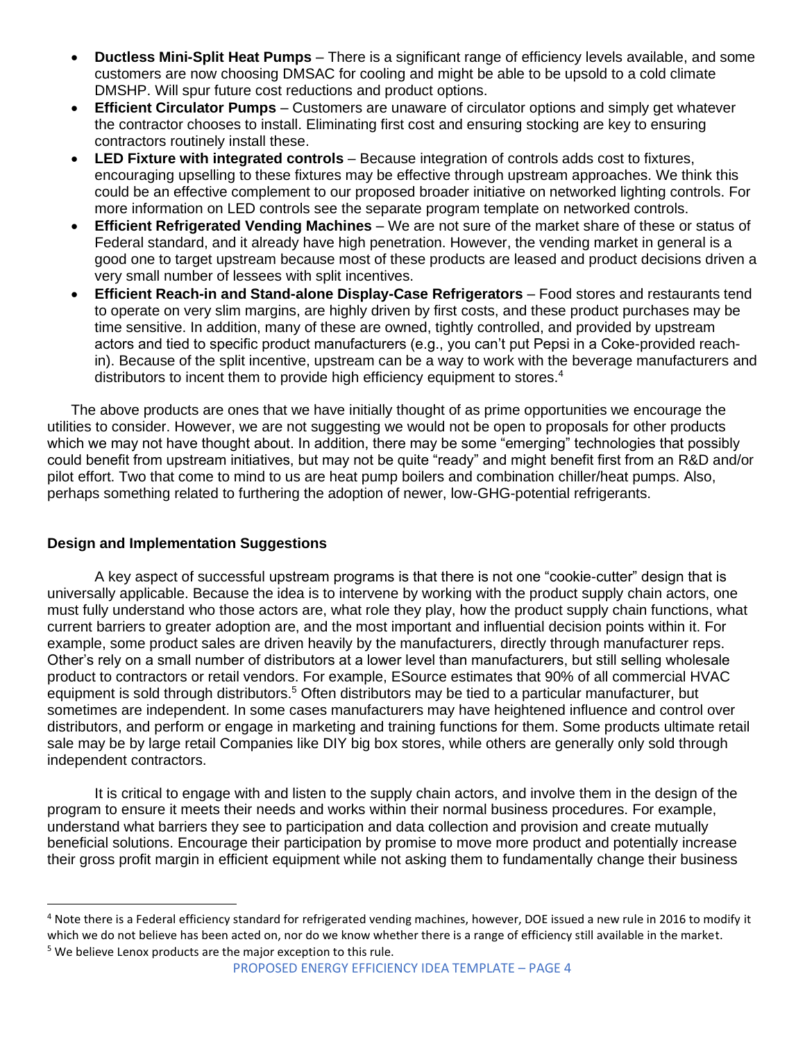- **Ductless Mini-Split Heat Pumps** – There is a significant range of efficiency levels available, and some customers are now choosing DMSAC for cooling and might be able to be upsold to a cold climate DMSHP. Will spur future cost reductions and product options.
- **Efficient Circulator Pumps** – Customers are unaware of circulator options and simply get whatever the contractor chooses to install. Eliminating first cost and ensuring stocking are key to ensuring contractors routinely install these.
- **LED Fixture with integrated controls** – Because integration of controls adds cost to fixtures, encouraging upselling to these fixtures may be effective through upstream approaches. We think this could be an effective complement to our proposed broader initiative on networked lighting controls. For more information on LED controls see the separate program template on networked controls.
- **Efficient Refrigerated Vending Machines** – We are not sure of the market share of these or status of Federal standard, and it already have high penetration. However, the vending market in general is a good one to target upstream because most of these products are leased and product decisions driven a very small number of lessees with split incentives.
- **Efficient Reach-in and Stand-alone Display-Case Refrigerators** – Food stores and restaurants tend to operate on very slim margins, are highly driven by first costs, and these product purchases may be time sensitive. In addition, many of these are owned, tightly controlled, and provided by upstream actors and tied to specific product manufacturers (e.g., you can't put Pepsi in a Coke-provided reach-in). Because of the split incentive, upstream can be a way to work with the beverage manufacturers and distributors to incent them to provide high efficiency equipment to stores.[4]

The above products are ones that we have initially thought of as prime opportunities we encourage the utilities to consider. However, we are not suggesting we would not be open to proposals for other products which we may not have thought about. In addition, there may be some "emerging" technologies that possibly could benefit from upstream initiatives, but may not be quite "ready" and might benefit first from an R&D and/or pilot effort. Two that come to mind to us are heat pump boilers and combination chiller/heat pumps. Also, perhaps something related to furthering the adoption of newer, low-GHG-potential refrigerants.

**Design and Implementation Suggestions**

A key aspect of successful upstream programs is that there is not one "cookie-cutter" design that is universally applicable. Because the idea is to intervene by working with the product supply chain actors, one must fully understand who those actors are, what role they play, how the product supply chain functions, what current barriers to greater adoption are, and the most important and influential decision points within it. For example, some product sales are driven heavily by the manufacturers, directly through manufacturer reps. Other's rely on a small number of distributors at a lower level than manufacturers, but still selling wholesale product to contractors or retail vendors. For example, ESource estimates that 90% of all commercial HVAC equipment is sold through distributors.[5] Often distributors may be tied to a particular manufacturer, but sometimes are independent. In some cases manufacturers may have heightened influence and control over distributors, and perform or engage in marketing and training functions for them. Some products ultimate retail sale may be by large retail Companies like DIY big box stores, while others are generally only sold through independent contractors.

It is critical to engage with and listen to the supply chain actors, and involve them in the design of the program to ensure it meets their needs and works within their normal business procedures. For example, understand what barriers they see to participation and data collection and provision and create mutually beneficial solutions. Encourage their participation by promise to move more product and potentially increase their gross profit margin in efficient equipment while not asking them to fundamentally change their business

---

[4] Note there is a Federal efficiency standard for refrigerated vending machines, however, DOE issued a new rule in 2016 to modify it which we do not believe has been acted on, nor do we know whether there is a range of efficiency still available in the market.

[5] We believe Lenox products are the major exception to this rule.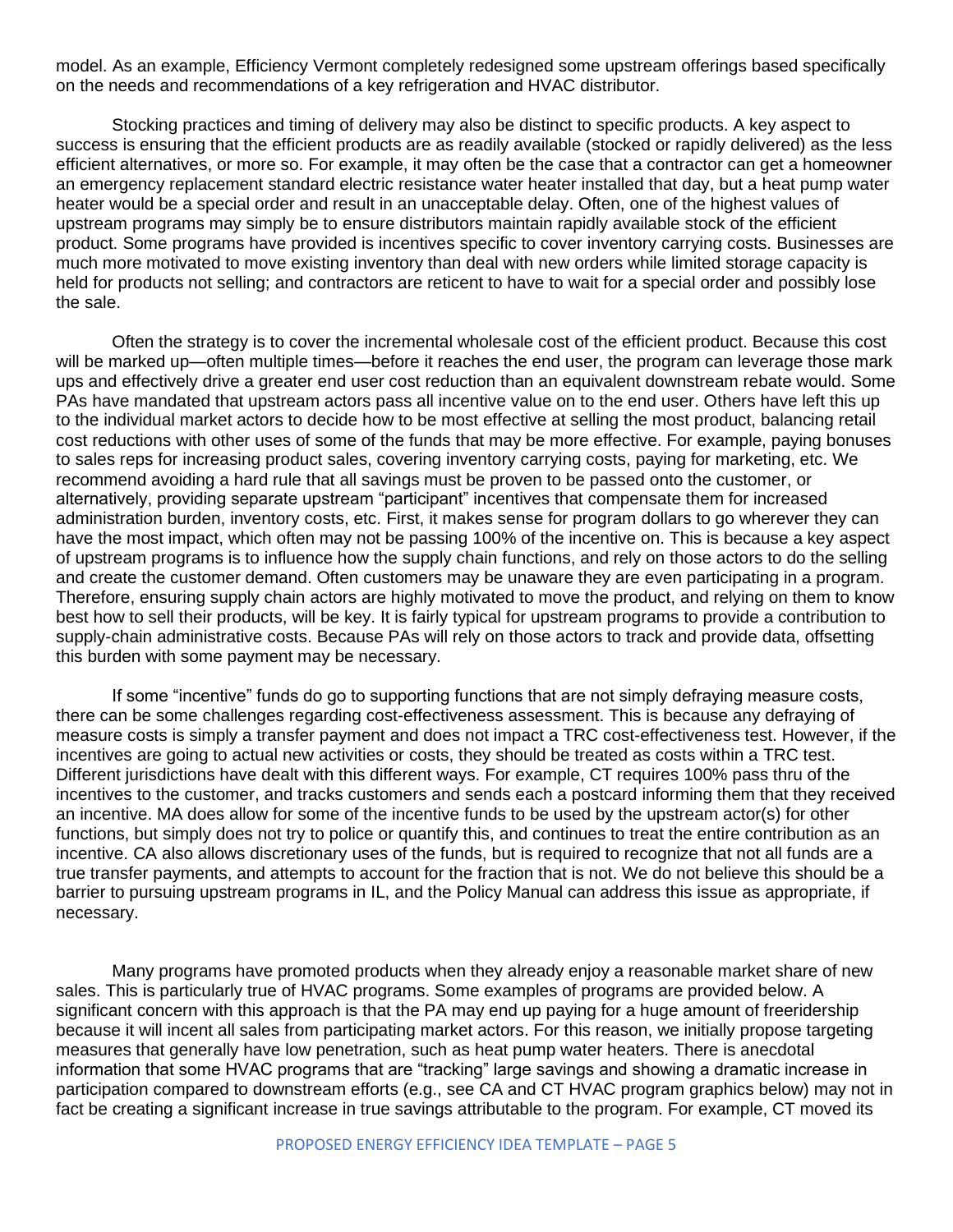model. As an example, Efficiency Vermont completely redesigned some upstream offerings based specifically on the needs and recommendations of a key refrigeration and HVAC distributor.

Stocking practices and timing of delivery may also be distinct to specific products. A key aspect to success is ensuring that the efficient products are as readily available (stocked or rapidly delivered) as the less efficient alternatives, or more so. For example, it may often be the case that a contractor can get a homeowner an emergency replacement standard electric resistance water heater installed that day, but a heat pump water heater would be a special order and result in an unacceptable delay. Often, one of the highest values of upstream programs may simply be to ensure distributors maintain rapidly available stock of the efficient product. Some programs have provided is incentives specific to cover inventory carrying costs. Businesses are much more motivated to move existing inventory than deal with new orders while limited storage capacity is held for products not selling; and contractors are reticent to have to wait for a special order and possibly lose the sale.

Often the strategy is to cover the incremental wholesale cost of the efficient product. Because this cost will be marked up—often multiple times—before it reaches the end user, the program can leverage those mark ups and effectively drive a greater end user cost reduction than an equivalent downstream rebate would. Some PAs have mandated that upstream actors pass all incentive value on to the end user. Others have left this up to the individual market actors to decide how to be most effective at selling the most product, balancing retail cost reductions with other uses of some of the funds that may be more effective. For example, paying bonuses to sales reps for increasing product sales, covering inventory carrying costs, paying for marketing, etc. We recommend avoiding a hard rule that all savings must be proven to be passed onto the customer, or alternatively, providing separate upstream "participant" incentives that compensate them for increased administration burden, inventory costs, etc. First, it makes sense for program dollars to go wherever they can have the most impact, which often may not be passing 100% of the incentive on. This is because a key aspect of upstream programs is to influence how the supply chain functions, and rely on those actors to do the selling and create the customer demand. Often customers may be unaware they are even participating in a program. Therefore, ensuring supply chain actors are highly motivated to move the product, and relying on them to know best how to sell their products, will be key. It is fairly typical for upstream programs to provide a contribution to supply-chain administrative costs. Because PAs will rely on those actors to track and provide data, offsetting this burden with some payment may be necessary.

If some "incentive" funds do go to supporting functions that are not simply defraying measure costs, there can be some challenges regarding cost-effectiveness assessment. This is because any defraying of measure costs is simply a transfer payment and does not impact a TRC cost-effectiveness test. However, if the incentives are going to actual new activities or costs, they should be treated as costs within a TRC test. Different jurisdictions have dealt with this different ways. For example, CT requires 100% pass thru of the incentives to the customer, and tracks customers and sends each a postcard informing them that they received an incentive. MA does allow for some of the incentive funds to be used by the upstream actor(s) for other functions, but simply does not try to police or quantify this, and continues to treat the entire contribution as an incentive. CA also allows discretionary uses of the funds, but is required to recognize that not all funds are a true transfer payments, and attempts to account for the fraction that is not. We do not believe this should be a barrier to pursuing upstream programs in IL, and the Policy Manual can address this issue as appropriate, if necessary.

Many programs have promoted products when they already enjoy a reasonable market share of new sales. This is particularly true of HVAC programs. Some examples of programs are provided below. A significant concern with this approach is that the PA may end up paying for a huge amount of freeridership because it will incent all sales from participating market actors. For this reason, we initially propose targeting measures that generally have low penetration, such as heat pump water heaters. There is anecdotal information that some HVAC programs that are "tracking" large savings and showing a dramatic increase in participation compared to downstream efforts (e.g., see CA and CT HVAC program graphics below) may not in fact be creating a significant increase in true savings attributable to the program. For example, CT moved its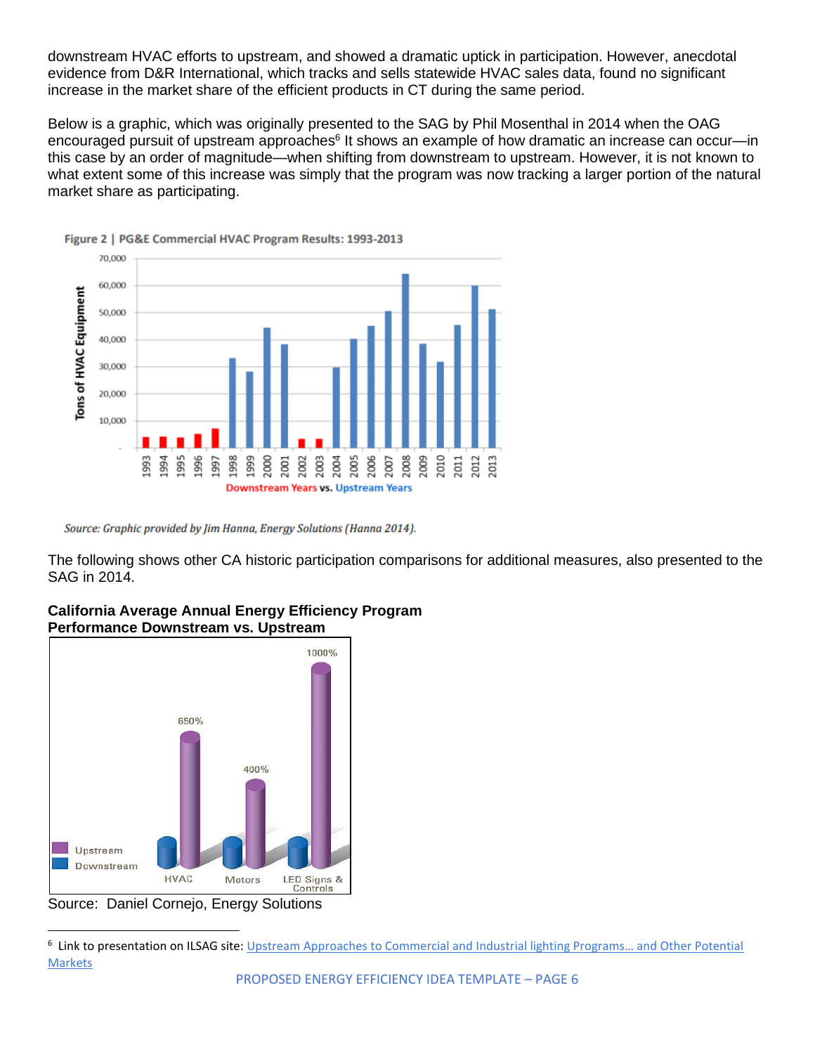downstream HVAC efforts to upstream, and showed a dramatic uptick in participation. However, anecdotal evidence from D&R International, which tracks and sells statewide HVAC sales data, found no significant increase in the market share of the efficient products in CT during the same period.

Below is a graphic, which was originally presented to the SAG by Phil Mosenthal in 2014 when the OAG encouraged pursuit of upstream approaches[6] It shows an example of how dramatic an increase can occur—in this case by an order of magnitude—when shifting from downstream to upstream. However, it is not known to what extent some of this increase was simply that the program was now tracking a larger portion of the natural market share as participating.

Figure 2 | PG&E Commercial HVAC Program Results: 1993-2013

*Source: Graphic provided by Jim Hanna, Energy Solutions (Hanna 2014).*

The following shows other CA historic participation comparisons for additional measures, also presented to the SAG in 2014.

**California Average Annual Energy Efficiency Program Performance Downstream vs. Upstream**

Source: Daniel Cornejo, Energy Solutions

[6] Link to presentation on ILSAG site: Upstream Approaches to Commercial and Industrial lighting Programs… and Other Potential Markets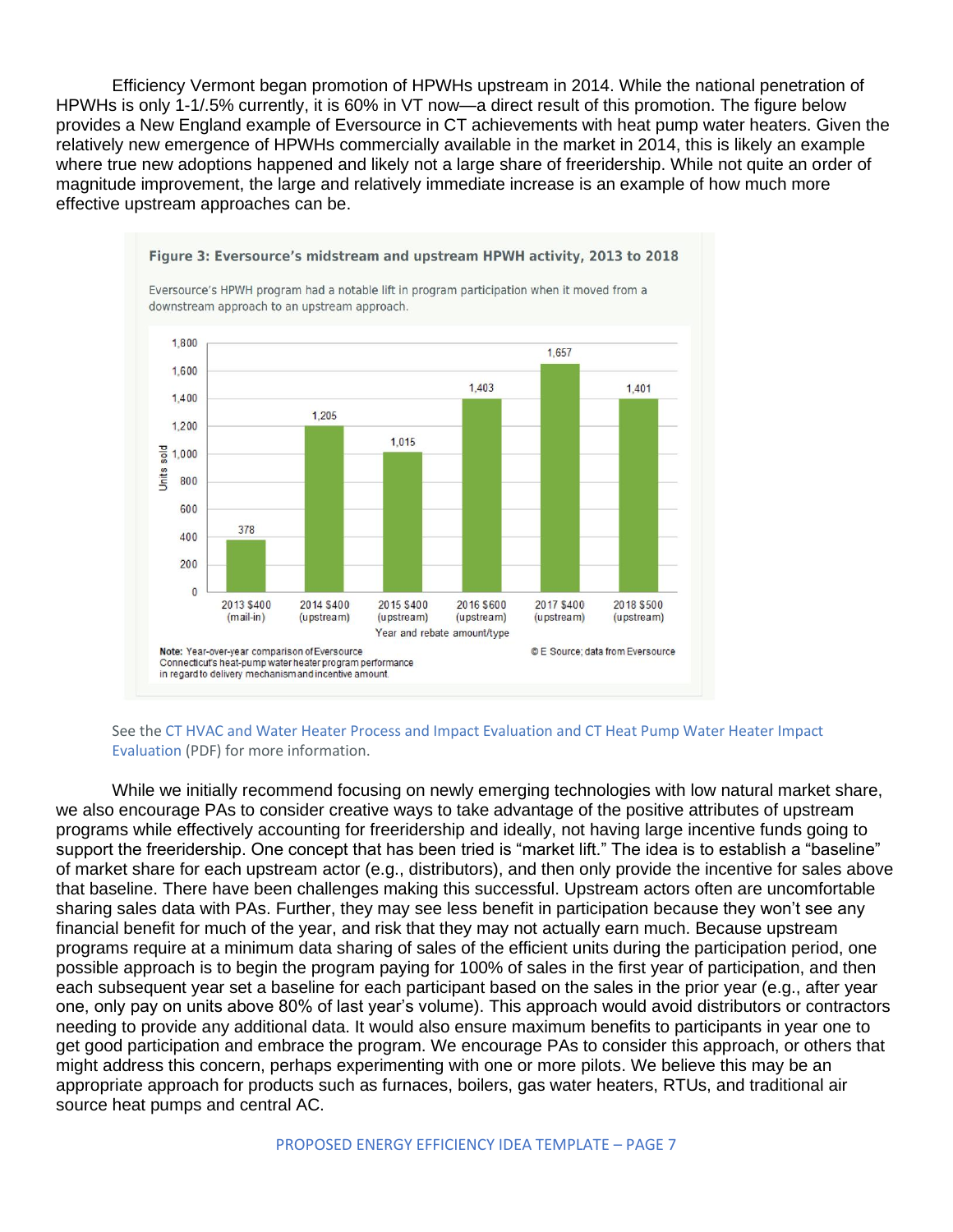Efficiency Vermont began promotion of HPWHs upstream in 2014. While the national penetration of HPWHs is only 1-1/.5% currently, it is 60% in VT now—a direct result of this promotion. The figure below provides a New England example of Eversource in CT achievements with heat pump water heaters. Given the relatively new emergence of HPWHs commercially available in the market in 2014, this is likely an example where true new adoptions happened and likely not a large share of freeridership. While not quite an order of magnitude improvement, the large and relatively immediate increase is an example of how much more effective upstream approaches can be.

**Figure 3: Eversource's midstream and upstream HPWH activity, 2013 to 2018**

Eversource's HPWH program had a notable lift in program participation when it moved from a downstream approach to an upstream approach.

| Year and rebate amount/type | Units sold |
|---|---|
| 2013 $400 (mail-in) | 378 |
| 2014 $400 (upstream) | 1,205 |
| 2015 $400 (upstream) | 1,015 |
| 2016 $600 (upstream) | 1,403 |
| 2017 $400 (upstream) | 1,657 |
| 2018 $500 (upstream) | 1,401 |

Note: Year-over-year comparison of Eversource Connecticut's heat-pump water heater program performance in regard to delivery mechanism and incentive amount.

© E Source; data from Eversource

See the CT HVAC and Water Heater Process and Impact Evaluation and CT Heat Pump Water Heater Impact Evaluation (PDF) for more information.

While we initially recommend focusing on newly emerging technologies with low natural market share, we also encourage PAs to consider creative ways to take advantage of the positive attributes of upstream programs while effectively accounting for freeridership and ideally, not having large incentive funds going to support the freeridership. One concept that has been tried is "market lift." The idea is to establish a "baseline" of market share for each upstream actor (e.g., distributors), and then only provide the incentive for sales above that baseline. There have been challenges making this successful. Upstream actors often are uncomfortable sharing sales data with PAs. Further, they may see less benefit in participation because they won't see any financial benefit for much of the year, and risk that they may not actually earn much. Because upstream programs require at a minimum data sharing of sales of the efficient units during the participation period, one possible approach is to begin the program paying for 100% of sales in the first year of participation, and then each subsequent year set a baseline for each participant based on the sales in the prior year (e.g., after year one, only pay on units above 80% of last year's volume). This approach would avoid distributors or contractors needing to provide any additional data. It would also ensure maximum benefits to participants in year one to get good participation and embrace the program. We encourage PAs to consider this approach, or others that might address this concern, perhaps experimenting with one or more pilots. We believe this may be an appropriate approach for products such as furnaces, boilers, gas water heaters, RTUs, and traditional air source heat pumps and central AC.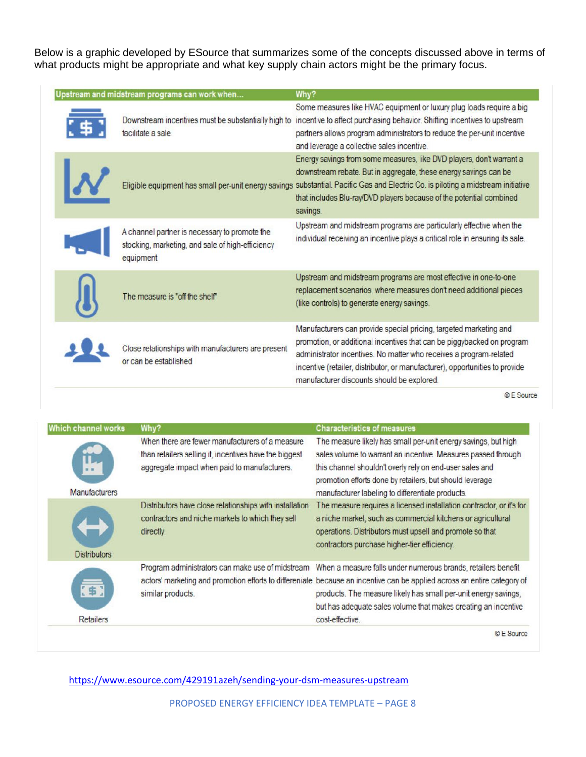Below is a graphic developed by ESource that summarizes some of the concepts discussed above in terms of what products might be appropriate and what key supply chain actors might be the primary focus.

| Upstream and midstream programs can work when... | Why? |
|---|---|
| Downstream incentives must be substantially high to facilitate a sale | Some measures like HVAC equipment or luxury plug loads require a big incentive to affect purchasing behavior. Shifting incentives to upstream partners allows program administrators to reduce the per-unit incentive and leverage a collective sales incentive. |
| Eligible equipment has small per-unit energy savings | Energy savings from some measures, like DVD players, don't warrant a downstream rebate. But in aggregate, these energy savings can be substantial. Pacific Gas and Electric Co. is piloting a midstream initiative that includes Blu-ray/DVD players because of the potential combined savings. |
| A channel partner is necessary to promote the stocking, marketing, and sale of high-efficiency equipment | Upstream and midstream programs are particularly effective when the individual receiving an incentive plays a critical role in ensuring its sale. |
| The measure is "off the shelf" | Upstream and midstream programs are most effective in one-to-one replacement scenarios, where measures don't need additional pieces (like controls) to generate energy savings. |
| Close relationships with manufacturers are present or can be established | Manufacturers can provide special pricing, targeted marketing and promotion, or additional incentives that can be piggybacked on program administrator incentives. No matter who receives a program-related incentive (retailer, distributor, or manufacturer), opportunities to provide manufacturer discounts should be explored. |

© E Source

| Which channel works | Why? | Characteristics of measures |
|---|---|---|
| Manufacturers | When there are fewer manufacturers of a measure than retailers selling it, incentives have the biggest aggregate impact when paid to manufacturers. | The measure likely has small per-unit energy savings, but high sales volume to warrant an incentive. Measures passed through this channel shouldn't overly rely on end-user sales and promotion efforts done by retailers, but should leverage manufacturer labeling to differentiate products. |
| Distributors | Distributors have close relationships with installation contractors and niche markets to which they sell directly. | The measure requires a licensed installation contractor, or it's for a niche market, such as commercial kitchens or agricultural operations. Distributors must upsell and promote so that contractors purchase higher-tier efficiency. |
| Retailers | Program administrators can make use of midstream actors' marketing and promotion efforts to differentiate similar products. | When a measure falls under numerous brands, retailers benefit because an incentive can be applied across an entire category of products. The measure likely has small per-unit energy savings, but has adequate sales volume that makes creating an incentive cost-effective. |

© E Source

https://www.esource.com/429191azeh/sending-your-dsm-measures-upstream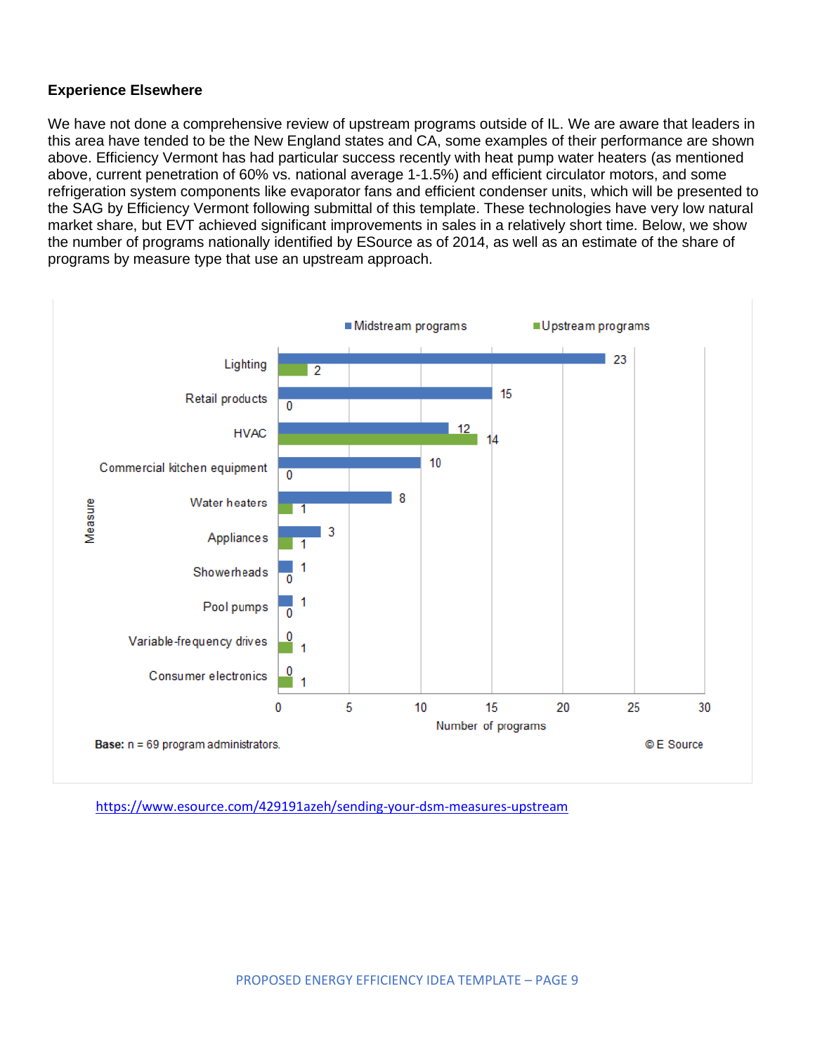**Experience Elsewhere**

We have not done a comprehensive review of upstream programs outside of IL. We are aware that leaders in this area have tended to be the New England states and CA, some examples of their performance are shown above. Efficiency Vermont has had particular success recently with heat pump water heaters (as mentioned above, current penetration of 60% vs. national average 1-1.5%) and efficient circulator motors, and some refrigeration system components like evaporator fans and efficient condenser units, which will be presented to the SAG by Efficiency Vermont following submittal of this template. These technologies have very low natural market share, but EVT achieved significant improvements in sales in a relatively short time. Below, we show the number of programs nationally identified by ESource as of 2014, as well as an estimate of the share of programs by measure type that use an upstream approach.

| Measure | Midstream programs | Upstream programs |
|---|---|---|
| Lighting | 23 | 2 |
| Retail products | 15 | 0 |
| HVAC | 12 | 14 |
| Commercial kitchen equipment | 10 | 0 |
| Water heaters | 8 | 1 |
| Appliances | 3 | 1 |
| Showerheads | 1 | 0 |
| Pool pumps | 1 | 0 |
| Variable-frequency drives | 0 | 1 |
| Consumer electronics | 0 | 1 |

Number of programs

**Base:** n = 69 program administrators.

© E Source

https://www.esource.com/429191azeh/sending-your-dsm-measures-upstream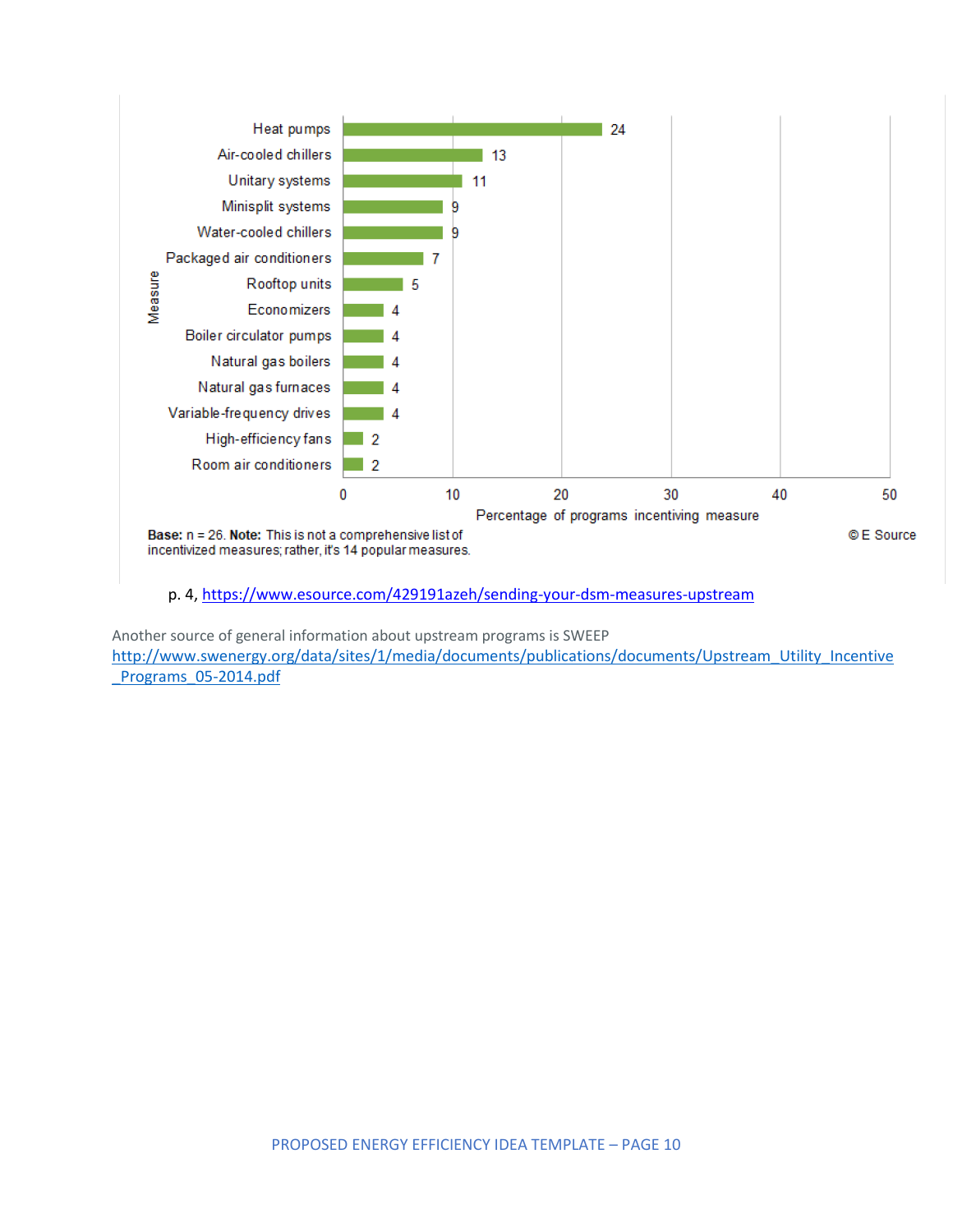Heat pumps
Air-cooled chillers
Unitary systems
Minisplit systems
Water-cooled chillers
Packaged air conditioners
Rooftop units
Economizers
Boiler circulator pumps
Natural gas boilers
Natural gas furnaces
Variable-frequency drives
High-efficiency fans
Room air conditioners

Measure

24
13
11
9
9
7
5
4
4
4
4
4
2
2

0 10 20 30 40 50

Percentage of programs incentiving measure

**Base:** n = 26. **Note:** This is not a comprehensive list of incentivized measures; rather, it's 14 popular measures.

© E Source

p. 4, https://www.esource.com/429191azeh/sending-your-dsm-measures-upstream

Another source of general information about upstream programs is SWEEP http://www.swenergy.org/data/sites/1/media/documents/publications/documents/Upstream_Utility_Incentive_Programs_05-2014.pdf